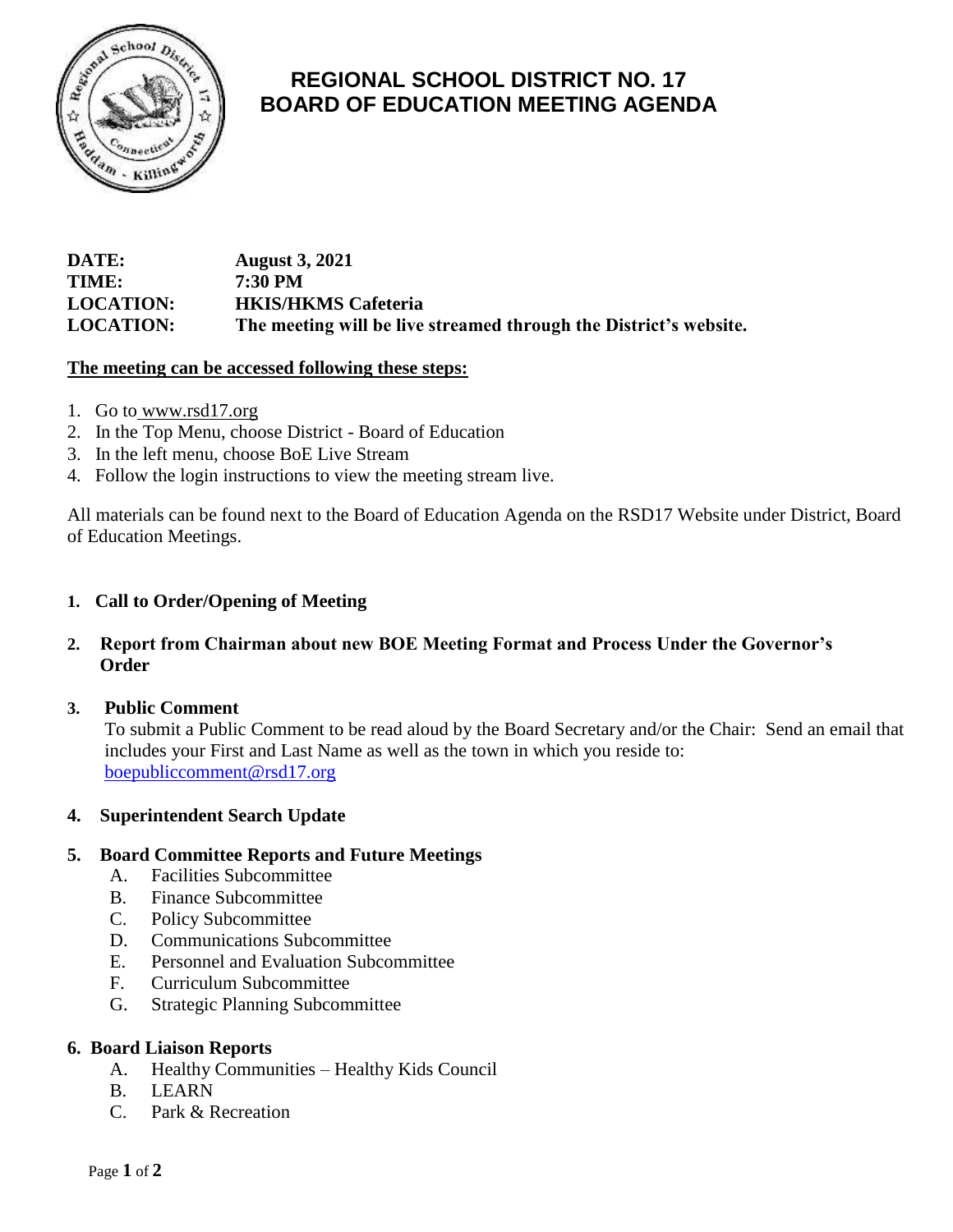# REGIONAL SCHOOL DISTRICT NO. 17
# BOARD OF EDUCATION MEETING AGENDA

**DATE:** **August 3, 2021**
**TIME:** **7:30 PM**
**LOCATION:** **HKIS/HKMS Cafeteria**
**LOCATION:** **The meeting will be live streamed through the District's website.**

**The meeting can be accessed following these steps:**

1. Go to www.rsd17.org
2. In the Top Menu, choose District - Board of Education
3. In the left menu, choose BoE Live Stream
4. Follow the login instructions to view the meeting stream live.

All materials can be found next to the Board of Education Agenda on the RSD17 Website under District, Board of Education Meetings.

**1. Call to Order/Opening of Meeting**

**2. Report from Chairman about new BOE Meeting Format and Process Under the Governor's Order**

**3. Public Comment**
To submit a Public Comment to be read aloud by the Board Secretary and/or the Chair: Send an email that includes your First and Last Name as well as the town in which you reside to: boepubliccomment@rsd17.org

**4. Superintendent Search Update**

**5. Board Committee Reports and Future Meetings**
- A. Facilities Subcommittee
- B. Finance Subcommittee
- C. Policy Subcommittee
- D. Communications Subcommittee
- E. Personnel and Evaluation Subcommittee
- F. Curriculum Subcommittee
- G. Strategic Planning Subcommittee

**6. Board Liaison Reports**
- A. Healthy Communities – Healthy Kids Council
- B. LEARN
- C. Park & Recreation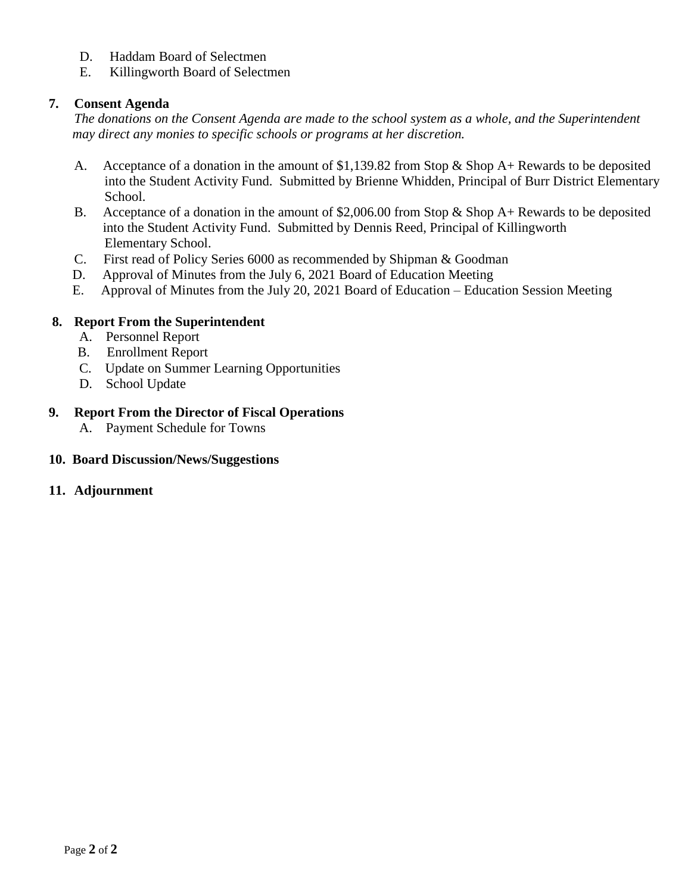D. Haddam Board of Selectmen
E. Killingworth Board of Selectmen

**7. Consent Agenda**

*The donations on the Consent Agenda are made to the school system as a whole, and the Superintendent may direct any monies to specific schools or programs at her discretion.*

A. Acceptance of a donation in the amount of $1,139.82 from Stop & Shop A+ Rewards to be deposited into the Student Activity Fund. Submitted by Brienne Whidden, Principal of Burr District Elementary School.
B. Acceptance of a donation in the amount of $2,006.00 from Stop & Shop A+ Rewards to be deposited into the Student Activity Fund. Submitted by Dennis Reed, Principal of Killingworth Elementary School.
C. First read of Policy Series 6000 as recommended by Shipman & Goodman
D. Approval of Minutes from the July 6, 2021 Board of Education Meeting
E. Approval of Minutes from the July 20, 2021 Board of Education – Education Session Meeting

**8. Report From the Superintendent**

A. Personnel Report
B. Enrollment Report
C. Update on Summer Learning Opportunities
D. School Update

**9. Report From the Director of Fiscal Operations**

A. Payment Schedule for Towns

**10. Board Discussion/News/Suggestions**

**11. Adjournment**